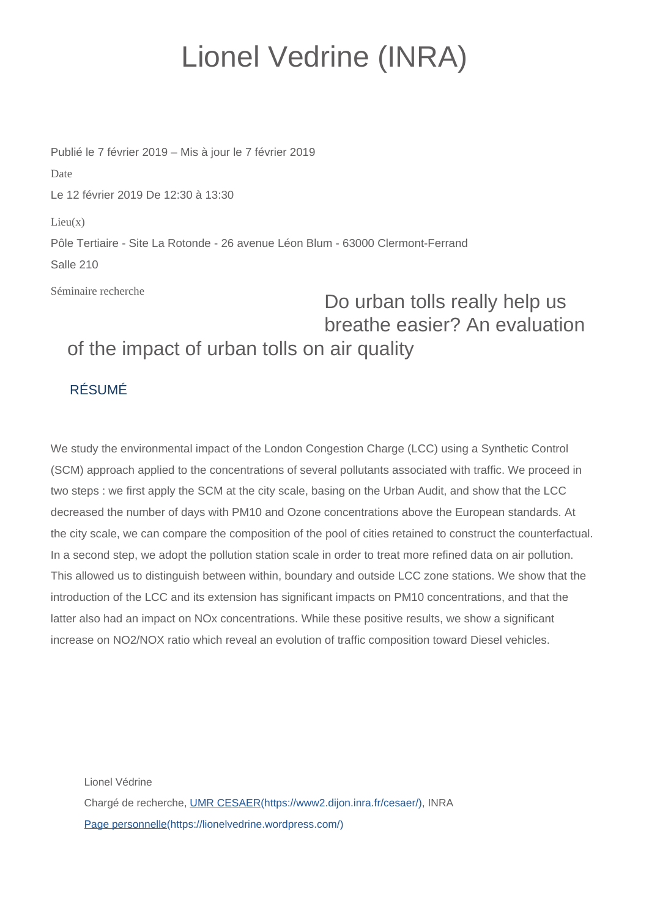# Lionel Vedrine (INRA)

Publié le 7 février 2019 – Mis à jour le 7 février 2019

Date

Le 12 février 2019 De 12:30 à 13:30

Lieu(x)

Pôle Tertiaire - Site La Rotonde - 26 avenue Léon Blum - 63000 Clermont-Ferrand

Salle 210

Séminaire recherche

## Do urban tolls really help us breathe easier? An evaluation of the impact of urban tolls on air quality

### RÉSUMÉ

We study the environmental impact of the London Congestion Charge (LCC) using a Synthetic Control (SCM) approach applied to the concentrations of several pollutants associated with traffic. We proceed in two steps : we first apply the SCM at the city scale, basing on the Urban Audit, and show that the LCC decreased the number of days with PM10 and Ozone concentrations above the European standards. At the city scale, we can compare the composition of the pool of cities retained to construct the counterfactual. In a second step, we adopt the pollution station scale in order to treat more refined data on air pollution. This allowed us to distinguish between within, boundary and outside LCC zone stations. We show that the introduction of the LCC and its extension has significant impacts on PM10 concentrations, and that the latter also had an impact on NOx concentrations. While these positive results, we show a significant increase on $NO_2/NOX$ ratio which reveal an evolution of traffic composition toward Diesel vehicles.

Lionel Védrine

Chargé de recherche, [UMR CESAER](https://www2.dijon.inra.fr/cesaer/)(https://www2.dijon.inra.fr/cesaer/), INRA

[Page personnelle](https://lionelvedrine.wordpress.com/)(https://lionelvedrine.wordpress.com/)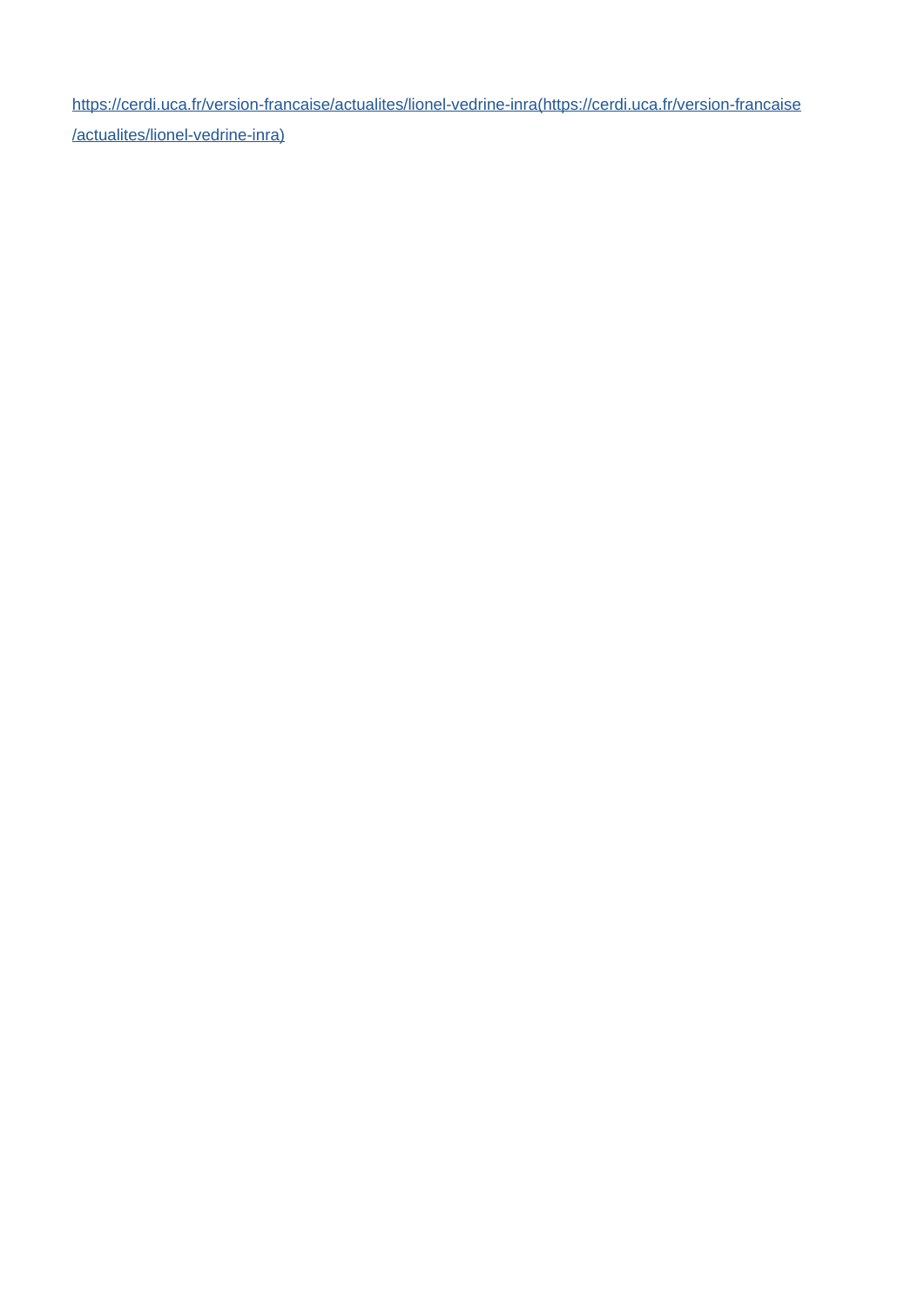https://cerdi.uca.fr/version-francaise/actualites/lionel-vedrine-inra(https://cerdi.uca.fr/version-francaise/actualites/lionel-vedrine-inra)